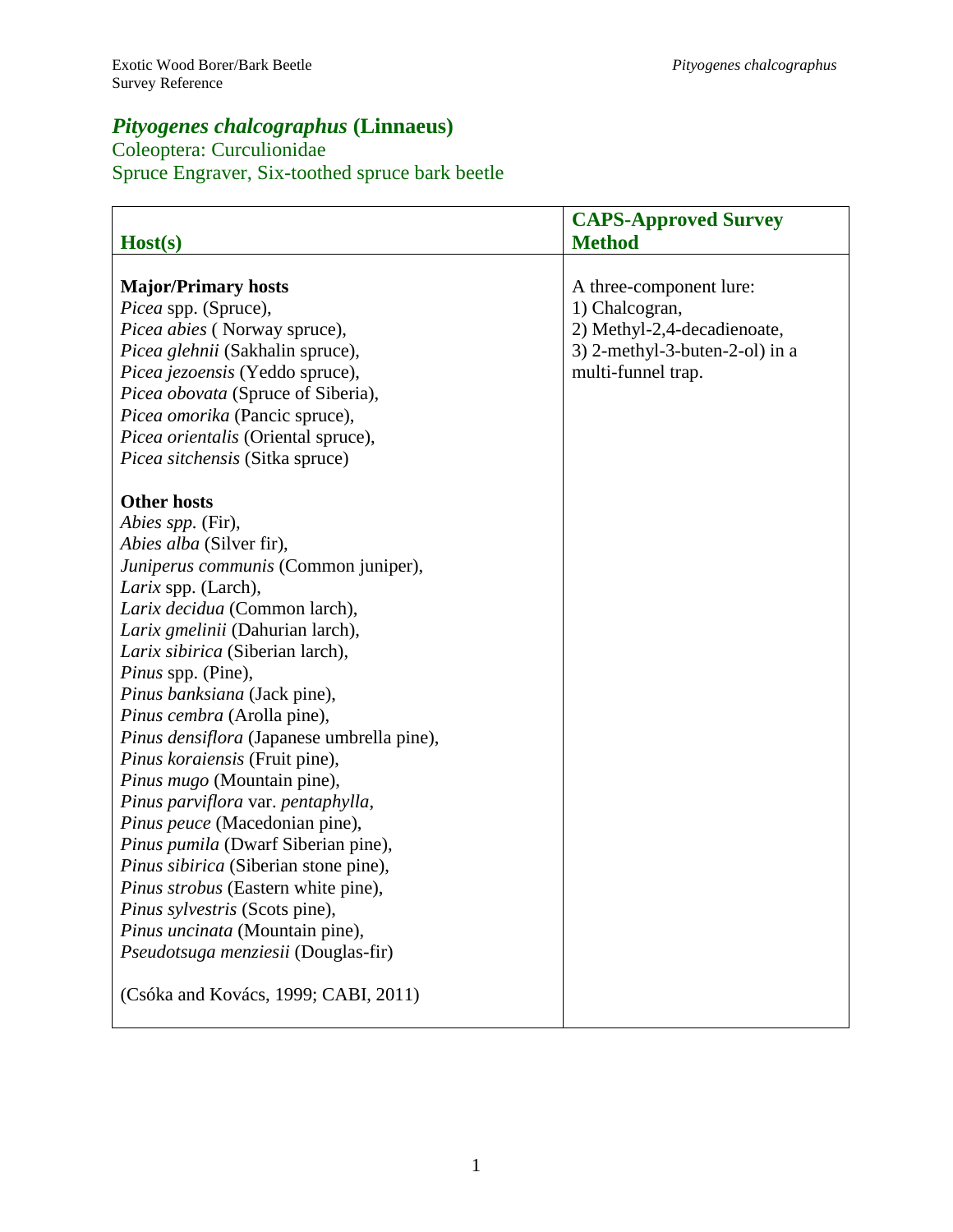# *Pityogenes chalcographus* (Linnaeus)

Coleoptera: Curculionidae

Spruce Engraver, Six-toothed spruce bark beetle

| Host(s) | CAPS-Approved Survey Method |
|---|---|
| **Major/Primary hosts**<br>*Picea* spp. (Spruce),<br>*Picea abies* ( Norway spruce),<br>*Picea glehnii* (Sakhalin spruce),<br>*Picea jezoensis* (Yeddo spruce),<br>*Picea obovata* (Spruce of Siberia),<br>*Picea omorika* (Pancic spruce),<br>*Picea orientalis* (Oriental spruce),<br>*Picea sitchensis* (Sitka spruce)<br><br>**Other hosts**<br>*Abies spp.* (Fir),<br>*Abies alba* (Silver fir),<br>*Juniperus communis* (Common juniper),<br>*Larix* spp. (Larch),<br>*Larix decidua* (Common larch),<br>*Larix gmelinii* (Dahurian larch),<br>*Larix sibirica* (Siberian larch),<br>*Pinus* spp. (Pine),<br>*Pinus banksiana* (Jack pine),<br>*Pinus cembra* (Arolla pine),<br>*Pinus densiflora* (Japanese umbrella pine),<br>*Pinus koraiensis* (Fruit pine),<br>*Pinus mugo* (Mountain pine),<br>*Pinus parviflora* var. *pentaphylla*,<br>*Pinus peuce* (Macedonian pine),<br>*Pinus pumila* (Dwarf Siberian pine),<br>*Pinus sibirica* (Siberian stone pine),<br>*Pinus strobus* (Eastern white pine),<br>*Pinus sylvestris* (Scots pine),<br>*Pinus uncinata* (Mountain pine),<br>*Pseudotsuga menziesii* (Douglas-fir)<br><br>(Csóka and Kovács, 1999; CABI, 2011) | A three-component lure:<br>1) Chalcogran,<br>2) Methyl-2,4-decadienoate,<br>3) 2-methyl-3-buten-2-ol) in a multi-funnel trap. |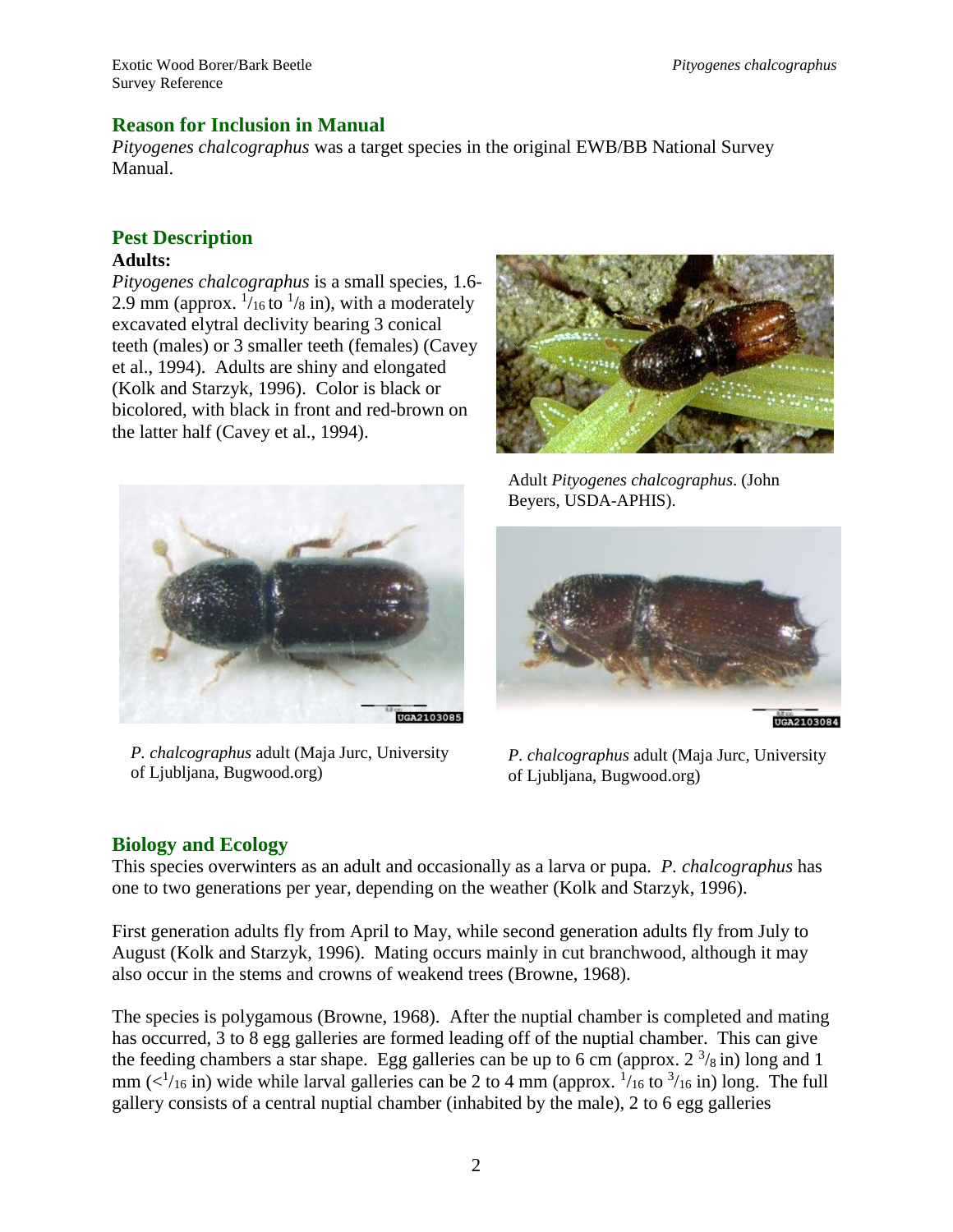## Reason for Inclusion in Manual

*Pityogenes chalcographus* was a target species in the original EWB/BB National Survey Manual.

## Pest Description

**Adults:**

*Pityogenes chalcographus* is a small species, 1.6-2.9 mm (approx. $^{1}/_{16}$ to $^{1}/_{8}$ in), with a moderately excavated elytral declivity bearing 3 conical teeth (males) or 3 smaller teeth (females) (Cavey et al., 1994). Adults are shiny and elongated (Kolk and Starzyk, 1996). Color is black or bicolored, with black in front and red-brown on the latter half (Cavey et al., 1994).

Adult *Pityogenes chalcographus*. (John Beyers, USDA-APHIS).

*P. chalcographus* adult (Maja Jurc, University of Ljubljana, Bugwood.org)

*P. chalcographus* adult (Maja Jurc, University of Ljubljana, Bugwood.org)

## Biology and Ecology

This species overwinters as an adult and occasionally as a larva or pupa. *P. chalcographus* has one to two generations per year, depending on the weather (Kolk and Starzyk, 1996).

First generation adults fly from April to May, while second generation adults fly from July to August (Kolk and Starzyk, 1996). Mating occurs mainly in cut branchwood, although it may also occur in the stems and crowns of weakend trees (Browne, 1968).

The species is polygamous (Browne, 1968). After the nuptial chamber is completed and mating has occurred, 3 to 8 egg galleries are formed leading off of the nuptial chamber. This can give the feeding chambers a star shape. Egg galleries can be up to 6 cm (approx. 2 $^{3}/_{8}$ in) long and 1 mm ($<^{1}/_{16}$ in) wide while larval galleries can be 2 to 4 mm (approx. $^{1}/_{16}$ to $^{3}/_{16}$ in) long. The full gallery consists of a central nuptial chamber (inhabited by the male), 2 to 6 egg galleries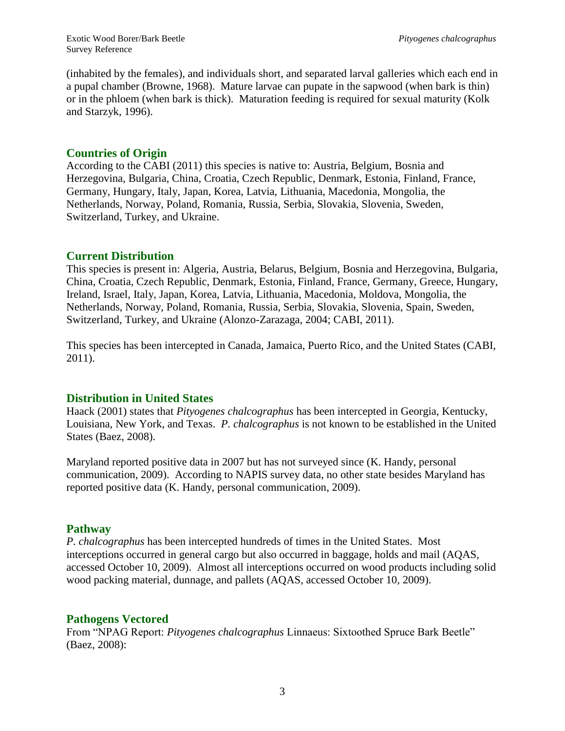(inhabited by the females), and individuals short, and separated larval galleries which each end in a pupal chamber (Browne, 1968). Mature larvae can pupate in the sapwood (when bark is thin) or in the phloem (when bark is thick). Maturation feeding is required for sexual maturity (Kolk and Starzyk, 1996).

## Countries of Origin

According to the CABI (2011) this species is native to: Austria, Belgium, Bosnia and Herzegovina, Bulgaria, China, Croatia, Czech Republic, Denmark, Estonia, Finland, France, Germany, Hungary, Italy, Japan, Korea, Latvia, Lithuania, Macedonia, Mongolia, the Netherlands, Norway, Poland, Romania, Russia, Serbia, Slovakia, Slovenia, Sweden, Switzerland, Turkey, and Ukraine.

## Current Distribution

This species is present in: Algeria, Austria, Belarus, Belgium, Bosnia and Herzegovina, Bulgaria, China, Croatia, Czech Republic, Denmark, Estonia, Finland, France, Germany, Greece, Hungary, Ireland, Israel, Italy, Japan, Korea, Latvia, Lithuania, Macedonia, Moldova, Mongolia, the Netherlands, Norway, Poland, Romania, Russia, Serbia, Slovakia, Slovenia, Spain, Sweden, Switzerland, Turkey, and Ukraine (Alonzo-Zarazaga, 2004; CABI, 2011).

This species has been intercepted in Canada, Jamaica, Puerto Rico, and the United States (CABI, 2011).

## Distribution in United States

Haack (2001) states that *Pityogenes chalcographus* has been intercepted in Georgia, Kentucky, Louisiana, New York, and Texas. *P. chalcographus* is not known to be established in the United States (Baez, 2008).

Maryland reported positive data in 2007 but has not surveyed since (K. Handy, personal communication, 2009). According to NAPIS survey data, no other state besides Maryland has reported positive data (K. Handy, personal communication, 2009).

## Pathway

*P. chalcographus* has been intercepted hundreds of times in the United States. Most interceptions occurred in general cargo but also occurred in baggage, holds and mail (AQAS, accessed October 10, 2009). Almost all interceptions occurred on wood products including solid wood packing material, dunnage, and pallets (AQAS, accessed October 10, 2009).

## Pathogens Vectored

From "NPAG Report: *Pityogenes chalcographus* Linnaeus: Sixtoothed Spruce Bark Beetle" (Baez, 2008):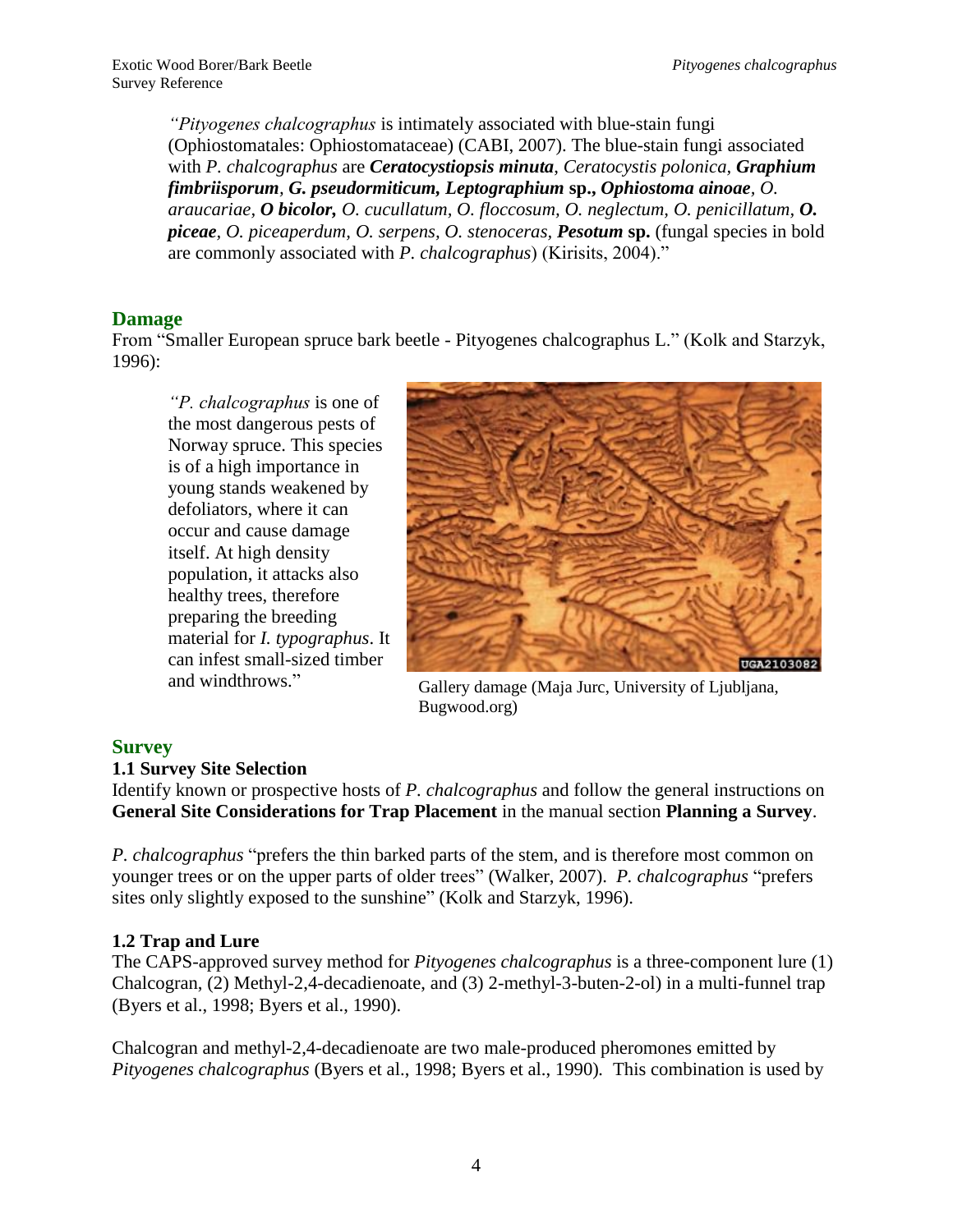*"Pityogenes chalcographus* is intimately associated with blue-stain fungi (Ophiostomatales: Ophiostomataceae) (CABI, 2007). The blue-stain fungi associated with *P. chalcographus* are ***Ceratocystiopsis minuta***, *Ceratocystis polonica*, ***Graphium fimbriisporum***, ***G. pseudormiticum***, ***Leptographium* sp.**, ***Ophiostoma ainoae***, *O. araucariae*, ***O bicolor***, *O. cucullatum*, *O. floccosum*, *O. neglectum*, *O. penicillatum*, ***O. piceae***, *O. piceaperdum*, *O. serpens*, *O. stenoceras*, ***Pesotum* sp.** (fungal species in bold are commonly associated with *P. chalcographus*) (Kirisits, 2004)."

## Damage

From "Smaller European spruce bark beetle - Pityogenes chalcographus L." (Kolk and Starzyk, 1996):

*"P. chalcographus* is one of the most dangerous pests of Norway spruce. This species is of a high importance in young stands weakened by defoliators, where it can occur and cause damage itself. At high density population, it attacks also healthy trees, therefore preparing the breeding material for *I. typographus*. It can infest small-sized timber and windthrows."

Gallery damage (Maja Jurc, University of Ljubljana, Bugwood.org)

## Survey

### 1.1 Survey Site Selection

Identify known or prospective hosts of *P. chalcographus* and follow the general instructions on **General Site Considerations for Trap Placement** in the manual section **Planning a Survey**.

*P. chalcographus* "prefers the thin barked parts of the stem, and is therefore most common on younger trees or on the upper parts of older trees" (Walker, 2007). *P. chalcographus* "prefers sites only slightly exposed to the sunshine" (Kolk and Starzyk, 1996).

### 1.2 Trap and Lure

The CAPS-approved survey method for *Pityogenes chalcographus* is a three-component lure (1) Chalcogran, (2) Methyl-2,4-decadienoate, and (3) 2-methyl-3-buten-2-ol) in a multi-funnel trap (Byers et al., 1998; Byers et al., 1990).

Chalcogran and methyl-2,4-decadienoate are two male-produced pheromones emitted by *Pityogenes chalcographus* (Byers et al., 1998; Byers et al., 1990). This combination is used by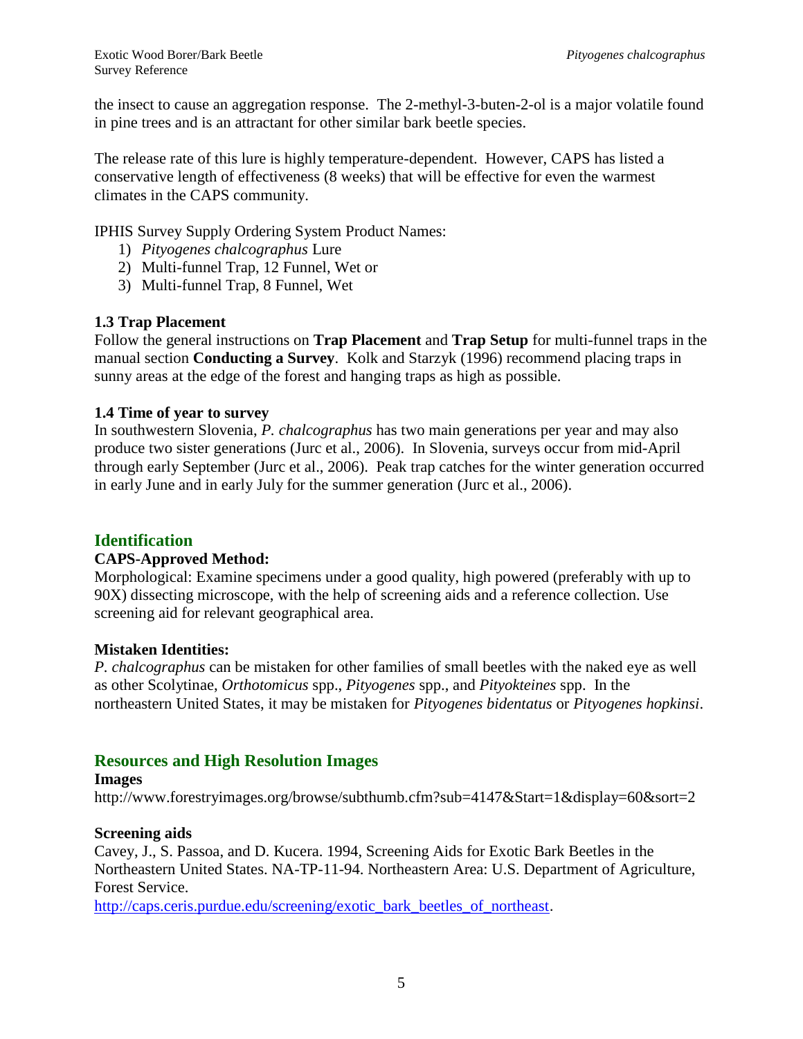the insect to cause an aggregation response. The 2-methyl-3-buten-2-ol is a major volatile found in pine trees and is an attractant for other similar bark beetle species.

The release rate of this lure is highly temperature-dependent. However, CAPS has listed a conservative length of effectiveness (8 weeks) that will be effective for even the warmest climates in the CAPS community.

IPHIS Survey Supply Ordering System Product Names:

1) *Pityogenes chalcographus* Lure
2) Multi-funnel Trap, 12 Funnel, Wet or
3) Multi-funnel Trap, 8 Funnel, Wet

### 1.3 Trap Placement

Follow the general instructions on **Trap Placement** and **Trap Setup** for multi-funnel traps in the manual section **Conducting a Survey**. Kolk and Starzyk (1996) recommend placing traps in sunny areas at the edge of the forest and hanging traps as high as possible.

### 1.4 Time of year to survey

In southwestern Slovenia, *P. chalcographus* has two main generations per year and may also produce two sister generations (Jurc et al., 2006). In Slovenia, surveys occur from mid-April through early September (Jurc et al., 2006). Peak trap catches for the winter generation occurred in early June and in early July for the summer generation (Jurc et al., 2006).

## Identification

**CAPS-Approved Method:**

Morphological: Examine specimens under a good quality, high powered (preferably with up to 90X) dissecting microscope, with the help of screening aids and a reference collection. Use screening aid for relevant geographical area.

**Mistaken Identities:**

*P. chalcographus* can be mistaken for other families of small beetles with the naked eye as well as other Scolytinae, *Orthotomicus* spp., *Pityogenes* spp., and *Pityokteines* spp. In the northeastern United States, it may be mistaken for *Pityogenes bidentatus* or *Pityogenes hopkinsi*.

## Resources and High Resolution Images

**Images**

http://www.forestryimages.org/browse/subthumb.cfm?sub=4147&Start=1&display=60&sort=2

**Screening aids**

Cavey, J., S. Passoa, and D. Kucera. 1994, Screening Aids for Exotic Bark Beetles in the Northeastern United States. NA-TP-11-94. Northeastern Area: U.S. Department of Agriculture, Forest Service.
http://caps.ceris.purdue.edu/screening/exotic_bark_beetles_of_northeast.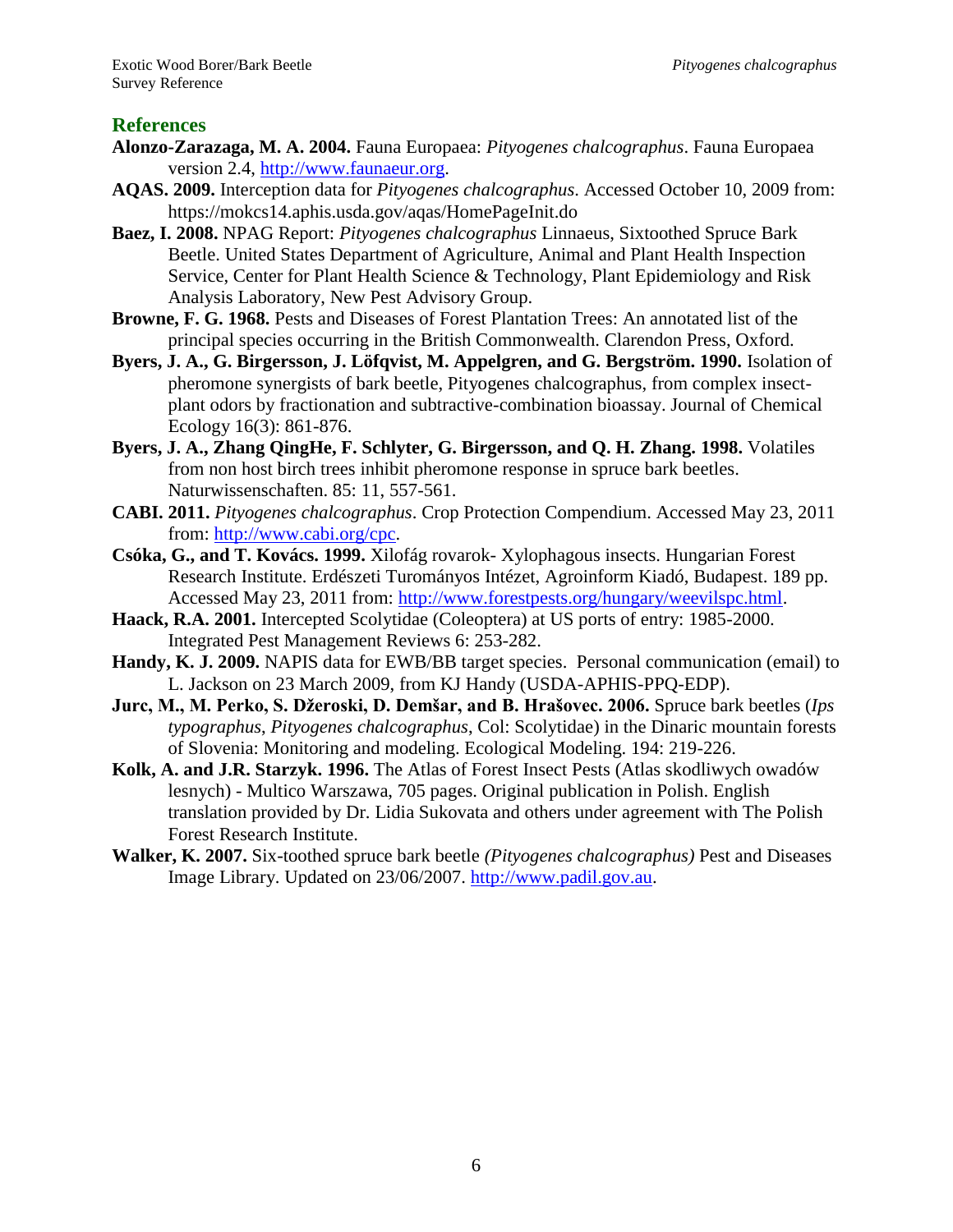## References

**Alonzo-Zarazaga, M. A. 2004.** Fauna Europaea: *Pityogenes chalcographus*. Fauna Europaea version 2.4, http://www.faunaeur.org.

**AQAS. 2009.** Interception data for *Pityogenes chalcographus*. Accessed October 10, 2009 from: https://mokcs14.aphis.usda.gov/aqas/HomePageInit.do

**Baez, I. 2008.** NPAG Report: *Pityogenes chalcographus* Linnaeus, Sixtoothed Spruce Bark Beetle. United States Department of Agriculture, Animal and Plant Health Inspection Service, Center for Plant Health Science & Technology, Plant Epidemiology and Risk Analysis Laboratory, New Pest Advisory Group.

**Browne, F. G. 1968.** Pests and Diseases of Forest Plantation Trees: An annotated list of the principal species occurring in the British Commonwealth. Clarendon Press, Oxford.

**Byers, J. A., G. Birgersson, J. Löfqvist, M. Appelgren, and G. Bergström. 1990.** Isolation of pheromone synergists of bark beetle, Pityogenes chalcographus, from complex insect-plant odors by fractionation and subtractive-combination bioassay. Journal of Chemical Ecology 16(3): 861-876.

**Byers, J. A., Zhang QingHe, F. Schlyter, G. Birgersson, and Q. H. Zhang. 1998.** Volatiles from non host birch trees inhibit pheromone response in spruce bark beetles. Naturwissenschaften. 85: 11, 557-561.

**CABI. 2011.** *Pityogenes chalcographus*. Crop Protection Compendium. Accessed May 23, 2011 from: http://www.cabi.org/cpc.

**Csóka, G., and T. Kovács. 1999.** Xilofág rovarok- Xylophagous insects. Hungarian Forest Research Institute. Erdészeti Turományos Intézet, Agroinform Kiadó, Budapest. 189 pp. Accessed May 23, 2011 from: http://www.forestpests.org/hungary/weevilspc.html.

**Haack, R.A. 2001.** Intercepted Scolytidae (Coleoptera) at US ports of entry: 1985-2000. Integrated Pest Management Reviews 6: 253-282.

**Handy, K. J. 2009.** NAPIS data for EWB/BB target species. Personal communication (email) to L. Jackson on 23 March 2009, from KJ Handy (USDA-APHIS-PPQ-EDP).

**Jurc, M., M. Perko, S. Džeroski, D. Demšar, and B. Hrašovec. 2006.** Spruce bark beetles (*Ips typographus*, *Pityogenes chalcographus*, Col: Scolytidae) in the Dinaric mountain forests of Slovenia: Monitoring and modeling. Ecological Modeling. 194: 219-226.

**Kolk, A. and J.R. Starzyk. 1996.** The Atlas of Forest Insect Pests (Atlas skodliwych owadów lesnych) - Multico Warszawa, 705 pages. Original publication in Polish. English translation provided by Dr. Lidia Sukovata and others under agreement with The Polish Forest Research Institute.

**Walker, K. 2007.** Six-toothed spruce bark beetle *(Pityogenes chalcographus)* Pest and Diseases Image Library. Updated on 23/06/2007. http://www.padil.gov.au.